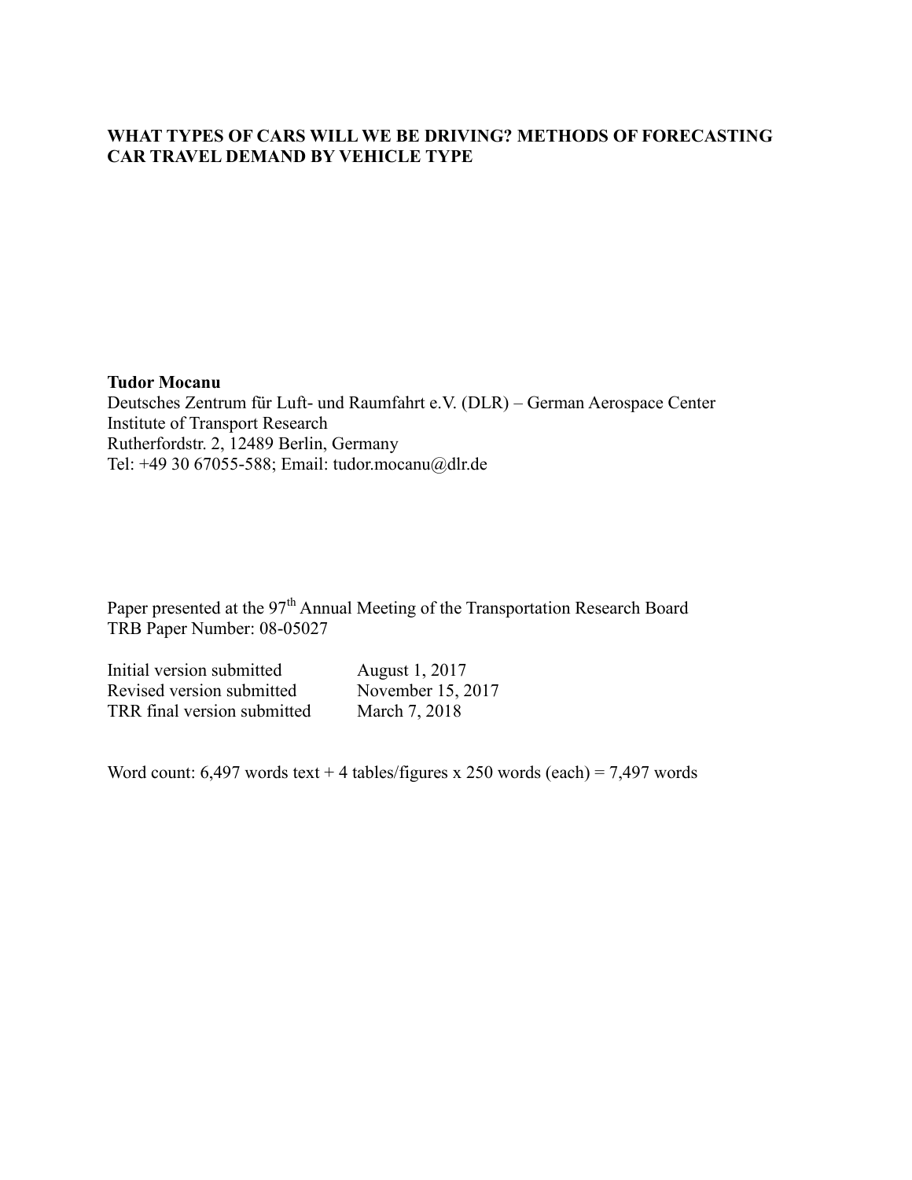# WHAT TYPES OF CARS WILL WE BE DRIVING? METHODS OF FORECASTING CAR TRAVEL DEMAND BY VEHICLE TYPE

**Tudor Mocanu**
Deutsches Zentrum für Luft- und Raumfahrt e.V. (DLR) – German Aerospace Center
Institute of Transport Research
Rutherfordstr. 2, 12489 Berlin, Germany
Tel: +49 30 67055-588; Email: tudor.mocanu@dlr.de

Paper presented at the 97th Annual Meeting of the Transportation Research Board
TRB Paper Number: 08-05027

| | |
|---|---|
| Initial version submitted | August 1, 2017 |
| Revised version submitted | November 15, 2017 |
| TRR final version submitted | March 7, 2018 |

Word count: 6,497 words text + 4 tables/figures x 250 words (each) = 7,497 words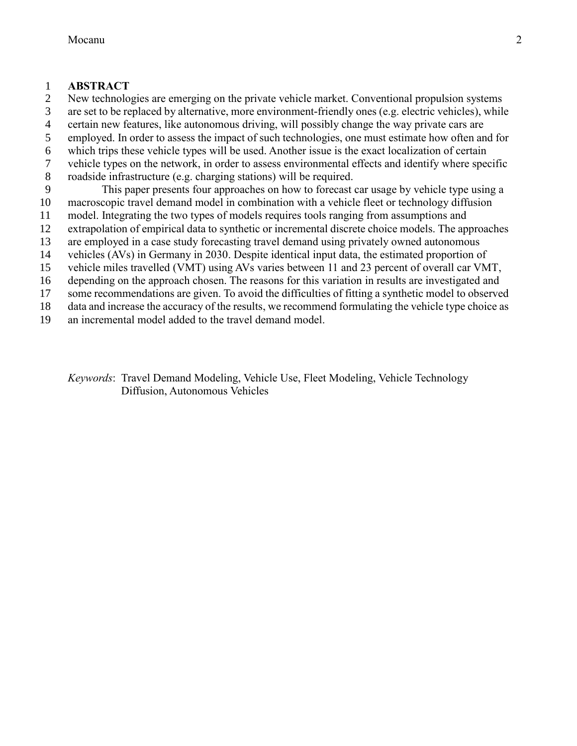## ABSTRACT

New technologies are emerging on the private vehicle market. Conventional propulsion systems are set to be replaced by alternative, more environment-friendly ones (e.g. electric vehicles), while certain new features, like autonomous driving, will possibly change the way private cars are employed. In order to assess the impact of such technologies, one must estimate how often and for which trips these vehicle types will be used. Another issue is the exact localization of certain vehicle types on the network, in order to assess environmental effects and identify where specific roadside infrastructure (e.g. charging stations) will be required.

This paper presents four approaches on how to forecast car usage by vehicle type using a macroscopic travel demand model in combination with a vehicle fleet or technology diffusion model. Integrating the two types of models requires tools ranging from assumptions and extrapolation of empirical data to synthetic or incremental discrete choice models. The approaches are employed in a case study forecasting travel demand using privately owned autonomous vehicles (AVs) in Germany in 2030. Despite identical input data, the estimated proportion of vehicle miles travelled (VMT) using AVs varies between 11 and 23 percent of overall car VMT, depending on the approach chosen. The reasons for this variation in results are investigated and some recommendations are given. To avoid the difficulties of fitting a synthetic model to observed data and increase the accuracy of the results, we recommend formulating the vehicle type choice as an incremental model added to the travel demand model.

*Keywords*: Travel Demand Modeling, Vehicle Use, Fleet Modeling, Vehicle Technology Diffusion, Autonomous Vehicles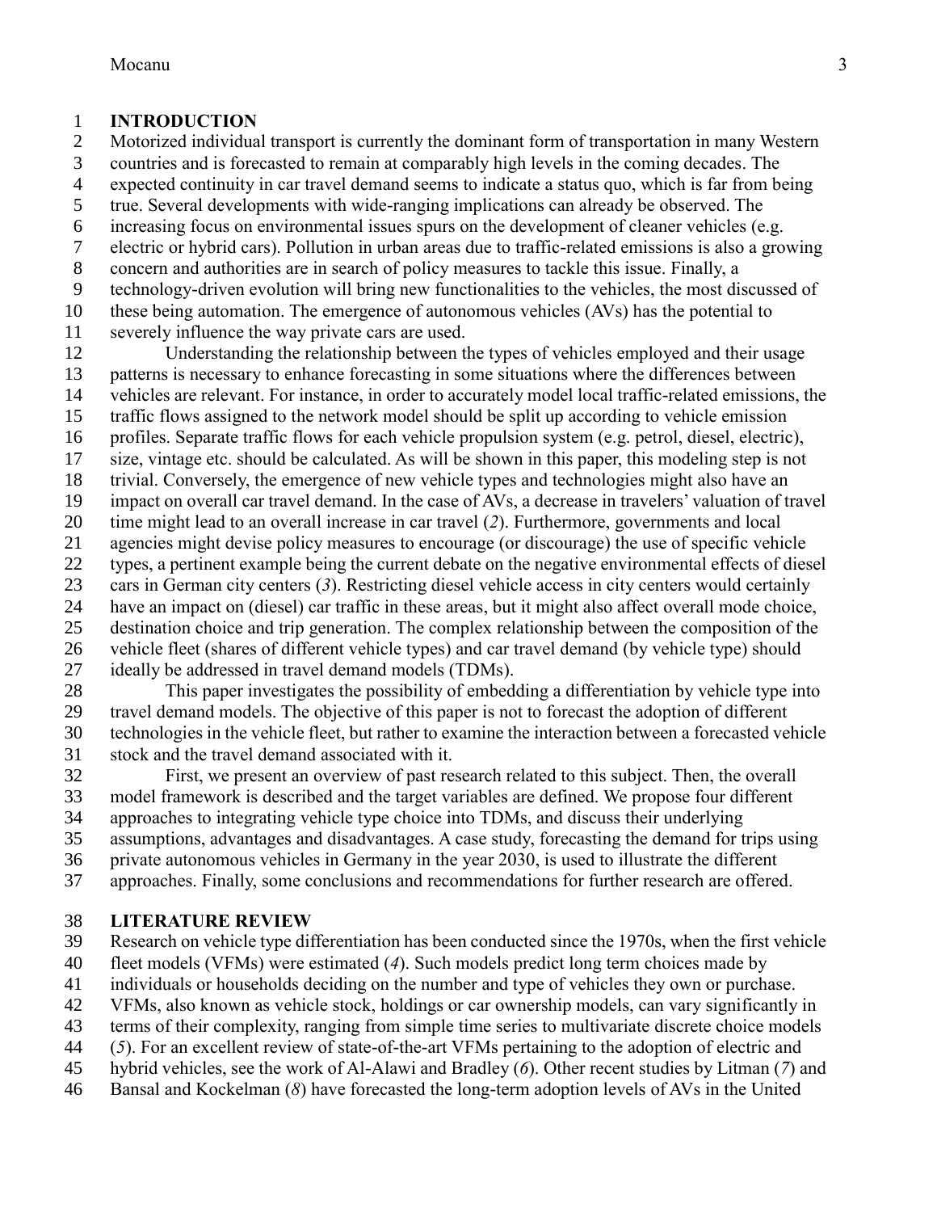# INTRODUCTION

Motorized individual transport is currently the dominant form of transportation in many Western countries and is forecasted to remain at comparably high levels in the coming decades. The expected continuity in car travel demand seems to indicate a status quo, which is far from being true. Several developments with wide-ranging implications can already be observed. The increasing focus on environmental issues spurs on the development of cleaner vehicles (e.g. electric or hybrid cars). Pollution in urban areas due to traffic-related emissions is also a growing concern and authorities are in search of policy measures to tackle this issue. Finally, a technology-driven evolution will bring new functionalities to the vehicles, the most discussed of these being automation. The emergence of autonomous vehicles (AVs) has the potential to severely influence the way private cars are used.

Understanding the relationship between the types of vehicles employed and their usage patterns is necessary to enhance forecasting in some situations where the differences between vehicles are relevant. For instance, in order to accurately model local traffic-related emissions, the traffic flows assigned to the network model should be split up according to vehicle emission profiles. Separate traffic flows for each vehicle propulsion system (e.g. petrol, diesel, electric), size, vintage etc. should be calculated. As will be shown in this paper, this modeling step is not trivial. Conversely, the emergence of new vehicle types and technologies might also have an impact on overall car travel demand. In the case of AVs, a decrease in travelers' valuation of travel time might lead to an overall increase in car travel (*2*). Furthermore, governments and local agencies might devise policy measures to encourage (or discourage) the use of specific vehicle types, a pertinent example being the current debate on the negative environmental effects of diesel cars in German city centers (*3*). Restricting diesel vehicle access in city centers would certainly have an impact on (diesel) car traffic in these areas, but it might also affect overall mode choice, destination choice and trip generation. The complex relationship between the composition of the vehicle fleet (shares of different vehicle types) and car travel demand (by vehicle type) should ideally be addressed in travel demand models (TDMs).

This paper investigates the possibility of embedding a differentiation by vehicle type into travel demand models. The objective of this paper is not to forecast the adoption of different technologies in the vehicle fleet, but rather to examine the interaction between a forecasted vehicle stock and the travel demand associated with it.

First, we present an overview of past research related to this subject. Then, the overall model framework is described and the target variables are defined. We propose four different approaches to integrating vehicle type choice into TDMs, and discuss their underlying assumptions, advantages and disadvantages. A case study, forecasting the demand for trips using private autonomous vehicles in Germany in the year 2030, is used to illustrate the different approaches. Finally, some conclusions and recommendations for further research are offered.

# LITERATURE REVIEW

Research on vehicle type differentiation has been conducted since the 1970s, when the first vehicle fleet models (VFMs) were estimated (*4*). Such models predict long term choices made by individuals or households deciding on the number and type of vehicles they own or purchase. VFMs, also known as vehicle stock, holdings or car ownership models, can vary significantly in terms of their complexity, ranging from simple time series to multivariate discrete choice models (*5*). For an excellent review of state-of-the-art VFMs pertaining to the adoption of electric and hybrid vehicles, see the work of Al-Alawi and Bradley (*6*). Other recent studies by Litman (*7*) and Bansal and Kockelman (*8*) have forecasted the long-term adoption levels of AVs in the United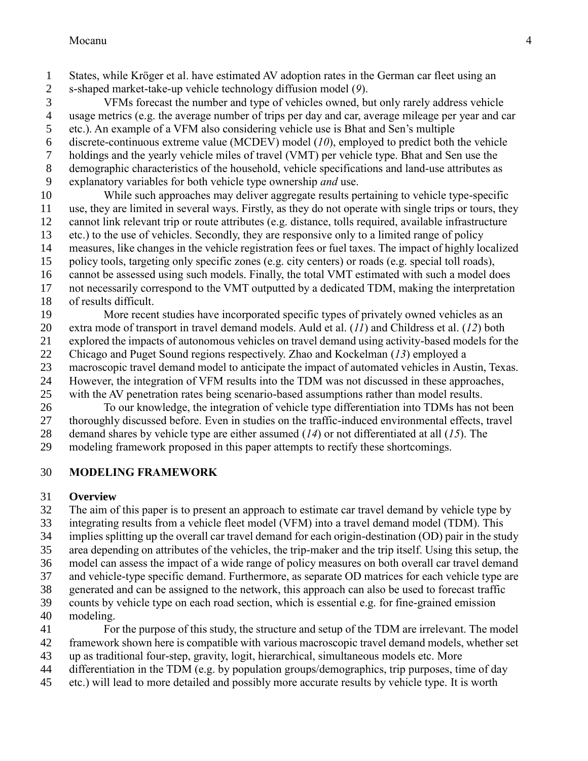States, while Kröger et al. have estimated AV adoption rates in the German car fleet using an s-shaped market-take-up vehicle technology diffusion model (*9*).

VFMs forecast the number and type of vehicles owned, but only rarely address vehicle usage metrics (e.g. the average number of trips per day and car, average mileage per year and car etc.). An example of a VFM also considering vehicle use is Bhat and Sen's multiple discrete-continuous extreme value (MCDEV) model (*10*), employed to predict both the vehicle holdings and the yearly vehicle miles of travel (VMT) per vehicle type. Bhat and Sen use the demographic characteristics of the household, vehicle specifications and land-use attributes as explanatory variables for both vehicle type ownership *and* use.

While such approaches may deliver aggregate results pertaining to vehicle type-specific use, they are limited in several ways. Firstly, as they do not operate with single trips or tours, they cannot link relevant trip or route attributes (e.g. distance, tolls required, available infrastructure etc.) to the use of vehicles. Secondly, they are responsive only to a limited range of policy measures, like changes in the vehicle registration fees or fuel taxes. The impact of highly localized policy tools, targeting only specific zones (e.g. city centers) or roads (e.g. special toll roads), cannot be assessed using such models. Finally, the total VMT estimated with such a model does not necessarily correspond to the VMT outputted by a dedicated TDM, making the interpretation of results difficult.

More recent studies have incorporated specific types of privately owned vehicles as an extra mode of transport in travel demand models. Auld et al. (*11*) and Childress et al. (*12*) both explored the impacts of autonomous vehicles on travel demand using activity-based models for the Chicago and Puget Sound regions respectively. Zhao and Kockelman (*13*) employed a macroscopic travel demand model to anticipate the impact of automated vehicles in Austin, Texas. However, the integration of VFM results into the TDM was not discussed in these approaches, with the AV penetration rates being scenario-based assumptions rather than model results.

To our knowledge, the integration of vehicle type differentiation into TDMs has not been thoroughly discussed before. Even in studies on the traffic-induced environmental effects, travel demand shares by vehicle type are either assumed (*14*) or not differentiated at all (*15*). The modeling framework proposed in this paper attempts to rectify these shortcomings.

## MODELING FRAMEWORK

### Overview

The aim of this paper is to present an approach to estimate car travel demand by vehicle type by integrating results from a vehicle fleet model (VFM) into a travel demand model (TDM). This implies splitting up the overall car travel demand for each origin-destination (OD) pair in the study area depending on attributes of the vehicles, the trip-maker and the trip itself. Using this setup, the model can assess the impact of a wide range of policy measures on both overall car travel demand and vehicle-type specific demand. Furthermore, as separate OD matrices for each vehicle type are generated and can be assigned to the network, this approach can also be used to forecast traffic counts by vehicle type on each road section, which is essential e.g. for fine-grained emission modeling.

For the purpose of this study, the structure and setup of the TDM are irrelevant. The model framework shown here is compatible with various macroscopic travel demand models, whether set up as traditional four-step, gravity, logit, hierarchical, simultaneous models etc. More differentiation in the TDM (e.g. by population groups/demographics, trip purposes, time of day etc.) will lead to more detailed and possibly more accurate results by vehicle type. It is worth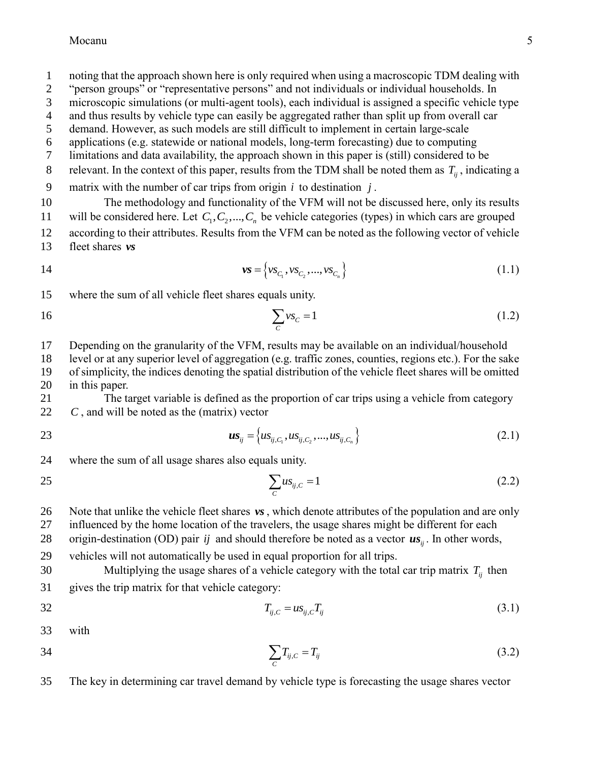noting that the approach shown here is only required when using a macroscopic TDM dealing with "person groups" or "representative persons" and not individuals or individual households. In microscopic simulations (or multi-agent tools), each individual is assigned a specific vehicle type and thus results by vehicle type can easily be aggregated rather than split up from overall car demand. However, as such models are still difficult to implement in certain large-scale applications (e.g. statewide or national models, long-term forecasting) due to computing limitations and data availability, the approach shown in this paper is (still) considered to be relevant. In the context of this paper, results from the TDM shall be noted them as $T_{ij}$, indicating a matrix with the number of car trips from origin $i$ to destination $j$.

The methodology and functionality of the VFM will not be discussed here, only its results will be considered here. Let $C_1, C_2, ..., C_n$ be vehicle categories (types) in which cars are grouped according to their attributes. Results from the VFM can be noted as the following vector of vehicle fleet shares $\boldsymbol{vs}$

$$\boldsymbol{vs} = \left\{ vs_{C_1}, vs_{C_2}, ..., vs_{C_n} \right\} \tag{1.1}$$

where the sum of all vehicle fleet shares equals unity.

$$\sum_{C} vs_{C} = 1 \tag{1.2}$$

Depending on the granularity of the VFM, results may be available on an individual/household level or at any superior level of aggregation (e.g. traffic zones, counties, regions etc.). For the sake of simplicity, the indices denoting the spatial distribution of the vehicle fleet shares will be omitted in this paper.

The target variable is defined as the proportion of car trips using a vehicle from category $C$, and will be noted as the (matrix) vector

$$\boldsymbol{us}_{ij} = \left\{ us_{ij,C_1}, us_{ij,C_2}, ..., us_{ij,C_n} \right\} \tag{2.1}$$

where the sum of all usage shares also equals unity.

$$\sum_{C} us_{ij,C} = 1 \tag{2.2}$$

Note that unlike the vehicle fleet shares $\boldsymbol{vs}$, which denote attributes of the population and are only influenced by the home location of the travelers, the usage shares might be different for each origin-destination (OD) pair $ij$ and should therefore be noted as a vector $\boldsymbol{us}_{ij}$. In other words, vehicles will not automatically be used in equal proportion for all trips.

Multiplying the usage shares of a vehicle category with the total car trip matrix $T_{ij}$ then gives the trip matrix for that vehicle category:

$$T_{ij,C} = us_{ij,C} T_{ij} \tag{3.1}$$

with

$$\sum_{C} T_{ij,C} = T_{ij} \tag{3.2}$$

The key in determining car travel demand by vehicle type is forecasting the usage shares vector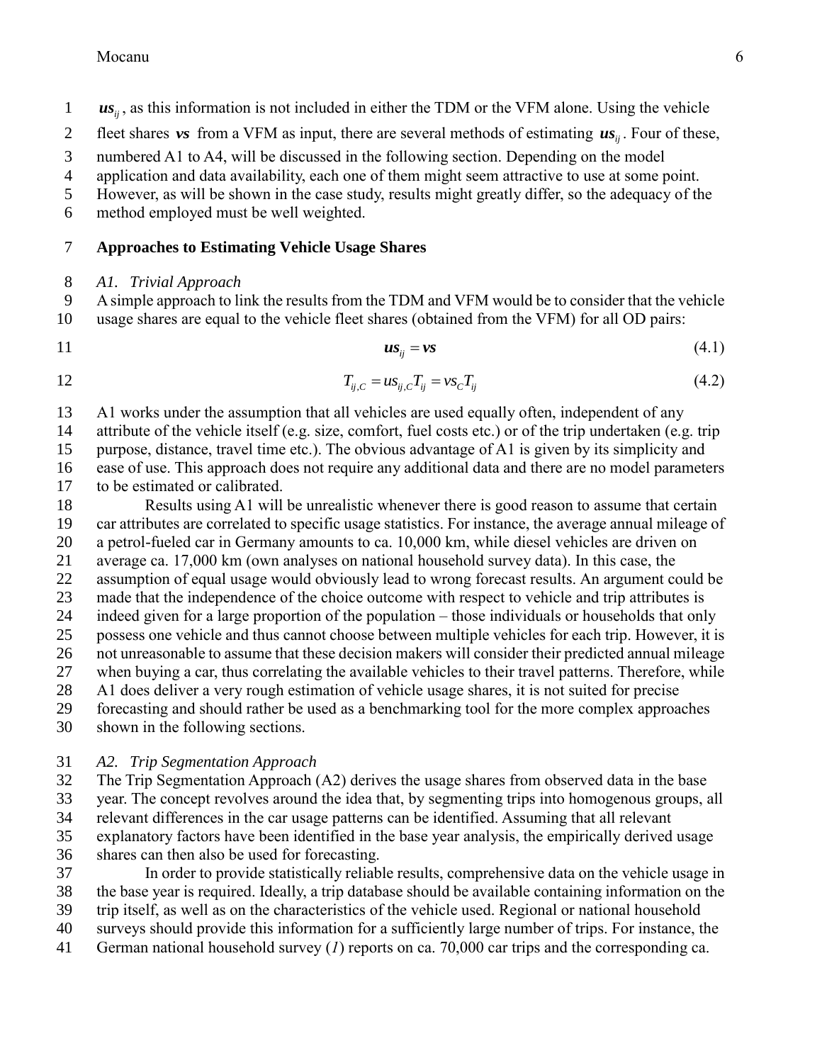$\boldsymbol{us}_{ij}$, as this information is not included in either the TDM or the VFM alone. Using the vehicle fleet shares $\boldsymbol{vs}$ from a VFM as input, there are several methods of estimating $\boldsymbol{us}_{ij}$. Four of these, numbered A1 to A4, will be discussed in the following section. Depending on the model application and data availability, each one of them might seem attractive to use at some point. However, as will be shown in the case study, results might greatly differ, so the adequacy of the method employed must be well weighted.

## Approaches to Estimating Vehicle Usage Shares

### *A1. Trivial Approach*

A simple approach to link the results from the TDM and VFM would be to consider that the vehicle usage shares are equal to the vehicle fleet shares (obtained from the VFM) for all OD pairs:

$$\boldsymbol{us}_{ij} = \boldsymbol{vs} \tag{4.1}$$

$$T_{ij,C} = us_{ij,C} T_{ij} = vs_C T_{ij} \tag{4.2}$$

A1 works under the assumption that all vehicles are used equally often, independent of any attribute of the vehicle itself (e.g. size, comfort, fuel costs etc.) or of the trip undertaken (e.g. trip purpose, distance, travel time etc.). The obvious advantage of A1 is given by its simplicity and ease of use. This approach does not require any additional data and there are no model parameters to be estimated or calibrated.

Results using A1 will be unrealistic whenever there is good reason to assume that certain car attributes are correlated to specific usage statistics. For instance, the average annual mileage of a petrol-fueled car in Germany amounts to ca. 10,000 km, while diesel vehicles are driven on average ca. 17,000 km (own analyses on national household survey data). In this case, the assumption of equal usage would obviously lead to wrong forecast results. An argument could be made that the independence of the choice outcome with respect to vehicle and trip attributes is indeed given for a large proportion of the population – those individuals or households that only possess one vehicle and thus cannot choose between multiple vehicles for each trip. However, it is not unreasonable to assume that these decision makers will consider their predicted annual mileage when buying a car, thus correlating the available vehicles to their travel patterns. Therefore, while A1 does deliver a very rough estimation of vehicle usage shares, it is not suited for precise forecasting and should rather be used as a benchmarking tool for the more complex approaches shown in the following sections.

### *A2. Trip Segmentation Approach*

The Trip Segmentation Approach (A2) derives the usage shares from observed data in the base year. The concept revolves around the idea that, by segmenting trips into homogenous groups, all relevant differences in the car usage patterns can be identified. Assuming that all relevant explanatory factors have been identified in the base year analysis, the empirically derived usage shares can then also be used for forecasting.

In order to provide statistically reliable results, comprehensive data on the vehicle usage in the base year is required. Ideally, a trip database should be available containing information on the trip itself, as well as on the characteristics of the vehicle used. Regional or national household surveys should provide this information for a sufficiently large number of trips. For instance, the German national household survey (*1*) reports on ca. 70,000 car trips and the corresponding ca.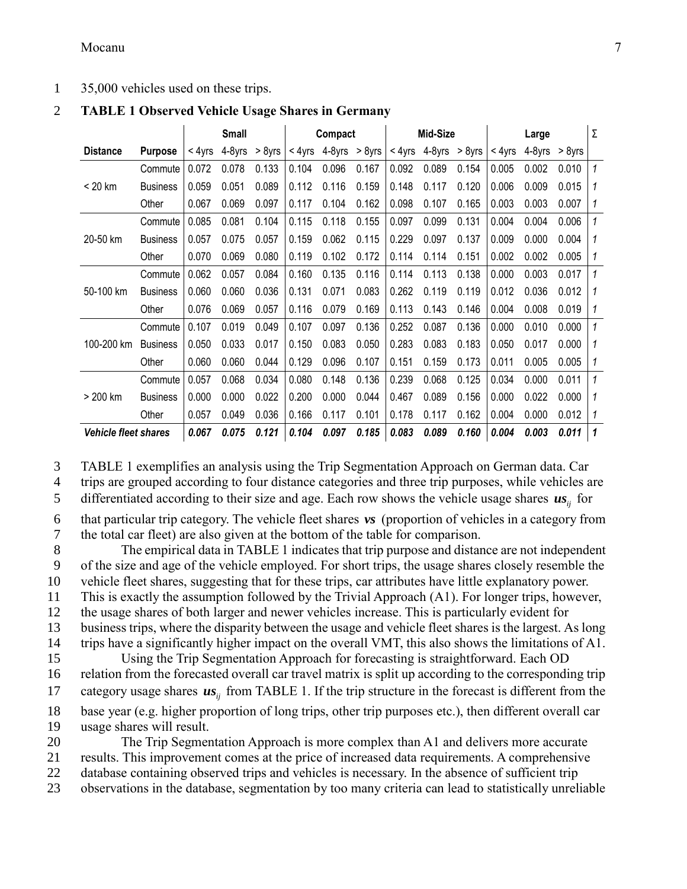35,000 vehicles used on these trips.

**TABLE 1 Observed Vehicle Usage Shares in Germany**

| | | Small | | | Compact | | | Mid-Size | | | Large | | | Σ |
|---|---|---|---|---|---|---|---|---|---|---|---|---|---|---|
| **Distance** | **Purpose** | < 4yrs | 4-8yrs | > 8yrs | < 4yrs | 4-8yrs | > 8yrs | < 4yrs | 4-8yrs | > 8yrs | < 4yrs | 4-8yrs | > 8yrs | |
| < 20 km | Commute | 0.072 | 0.078 | 0.133 | 0.104 | 0.096 | 0.167 | 0.092 | 0.089 | 0.154 | 0.005 | 0.002 | 0.010 | *1* |
| | Business | 0.059 | 0.051 | 0.089 | 0.112 | 0.116 | 0.159 | 0.148 | 0.117 | 0.120 | 0.006 | 0.009 | 0.015 | *1* |
| | Other | 0.067 | 0.069 | 0.097 | 0.117 | 0.104 | 0.162 | 0.098 | 0.107 | 0.165 | 0.003 | 0.003 | 0.007 | *1* |
| 20-50 km | Commute | 0.085 | 0.081 | 0.104 | 0.115 | 0.118 | 0.155 | 0.097 | 0.099 | 0.131 | 0.004 | 0.004 | 0.006 | *1* |
| | Business | 0.057 | 0.075 | 0.057 | 0.159 | 0.062 | 0.115 | 0.229 | 0.097 | 0.137 | 0.009 | 0.000 | 0.004 | *1* |
| | Other | 0.070 | 0.069 | 0.080 | 0.119 | 0.102 | 0.172 | 0.114 | 0.114 | 0.151 | 0.002 | 0.002 | 0.005 | *1* |
| 50-100 km | Commute | 0.062 | 0.057 | 0.084 | 0.160 | 0.135 | 0.116 | 0.114 | 0.113 | 0.138 | 0.000 | 0.003 | 0.017 | *1* |
| | Business | 0.060 | 0.060 | 0.036 | 0.131 | 0.071 | 0.083 | 0.262 | 0.119 | 0.119 | 0.012 | 0.036 | 0.012 | *1* |
| | Other | 0.076 | 0.069 | 0.057 | 0.116 | 0.079 | 0.169 | 0.113 | 0.143 | 0.146 | 0.004 | 0.008 | 0.019 | *1* |
| 100-200 km | Commute | 0.107 | 0.019 | 0.049 | 0.107 | 0.097 | 0.136 | 0.252 | 0.087 | 0.136 | 0.000 | 0.010 | 0.000 | *1* |
| | Business | 0.050 | 0.033 | 0.017 | 0.150 | 0.083 | 0.050 | 0.283 | 0.083 | 0.183 | 0.050 | 0.017 | 0.000 | *1* |
| | Other | 0.060 | 0.060 | 0.044 | 0.129 | 0.096 | 0.107 | 0.151 | 0.159 | 0.173 | 0.011 | 0.005 | 0.005 | *1* |
| > 200 km | Commute | 0.057 | 0.068 | 0.034 | 0.080 | 0.148 | 0.136 | 0.239 | 0.068 | 0.125 | 0.034 | 0.000 | 0.011 | *1* |
| | Business | 0.000 | 0.000 | 0.022 | 0.200 | 0.000 | 0.044 | 0.467 | 0.089 | 0.156 | 0.000 | 0.022 | 0.000 | *1* |
| | Other | 0.057 | 0.049 | 0.036 | 0.166 | 0.117 | 0.101 | 0.178 | 0.117 | 0.162 | 0.004 | 0.000 | 0.012 | *1* |
| ***Vehicle fleet shares*** | | ***0.067*** | ***0.075*** | ***0.121*** | ***0.104*** | ***0.097*** | ***0.185*** | ***0.083*** | ***0.089*** | ***0.160*** | ***0.004*** | ***0.003*** | ***0.011*** | ***1*** |

TABLE 1 exemplifies an analysis using the Trip Segmentation Approach on German data. Car trips are grouped according to four distance categories and three trip purposes, while vehicles are differentiated according to their size and age. Each row shows the vehicle usage shares $\boldsymbol{us}_{ij}$ for that particular trip category. The vehicle fleet shares $\boldsymbol{vs}$ (proportion of vehicles in a category from the total car fleet) are also given at the bottom of the table for comparison.

The empirical data in TABLE 1 indicates that trip purpose and distance are not independent of the size and age of the vehicle employed. For short trips, the usage shares closely resemble the vehicle fleet shares, suggesting that for these trips, car attributes have little explanatory power. This is exactly the assumption followed by the Trivial Approach (A1). For longer trips, however, the usage shares of both larger and newer vehicles increase. This is particularly evident for business trips, where the disparity between the usage and vehicle fleet shares is the largest. As long trips have a significantly higher impact on the overall VMT, this also shows the limitations of A1.

Using the Trip Segmentation Approach for forecasting is straightforward. Each OD relation from the forecasted overall car travel matrix is split up according to the corresponding trip category usage shares $\boldsymbol{us}_{ij}$ from TABLE 1. If the trip structure in the forecast is different from the base year (e.g. higher proportion of long trips, other trip purposes etc.), then different overall car usage shares will result.

The Trip Segmentation Approach is more complex than A1 and delivers more accurate results. This improvement comes at the price of increased data requirements. A comprehensive database containing observed trips and vehicles is necessary. In the absence of sufficient trip observations in the database, segmentation by too many criteria can lead to statistically unreliable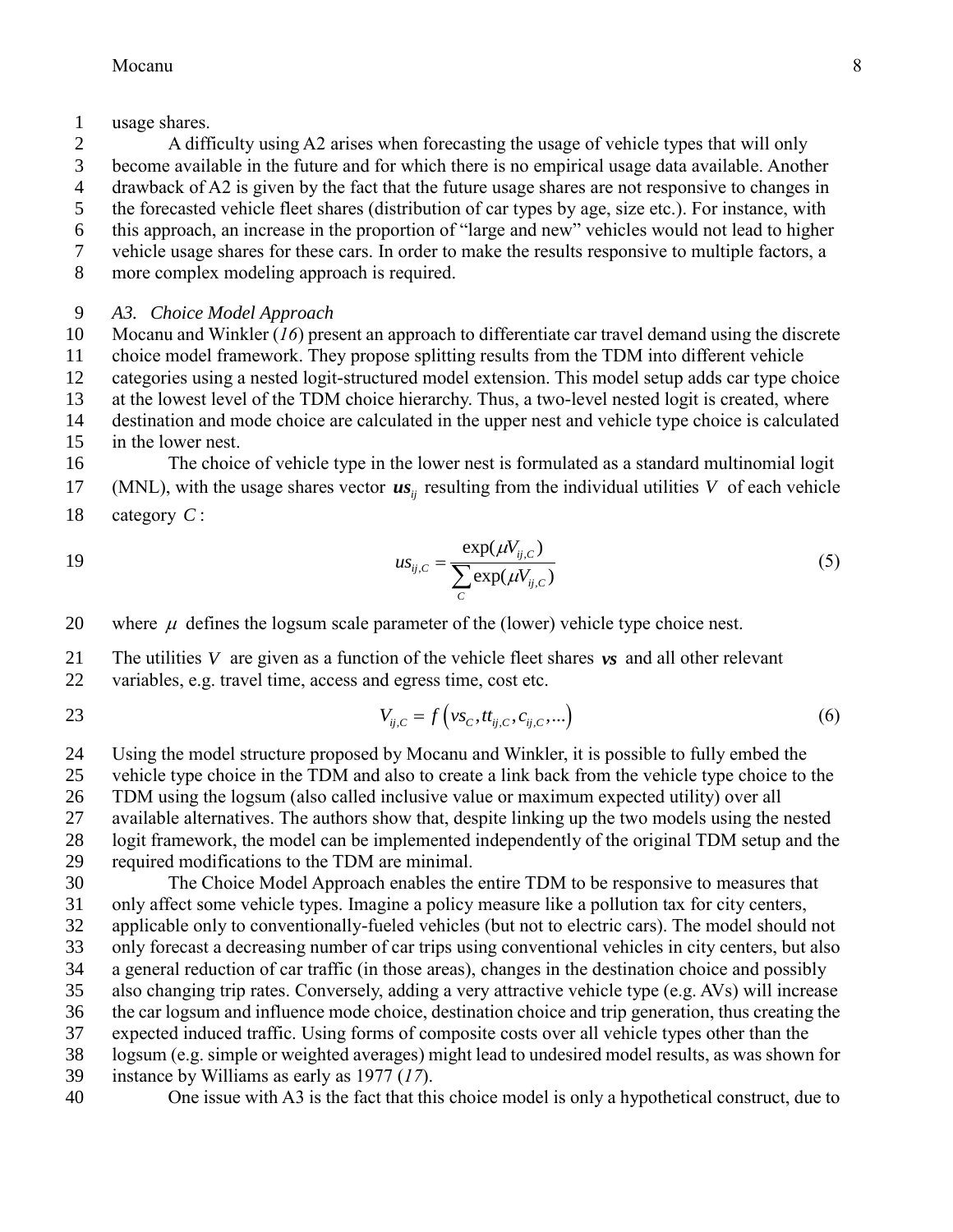usage shares.

A difficulty using A2 arises when forecasting the usage of vehicle types that will only become available in the future and for which there is no empirical usage data available. Another drawback of A2 is given by the fact that the future usage shares are not responsive to changes in the forecasted vehicle fleet shares (distribution of car types by age, size etc.). For instance, with this approach, an increase in the proportion of "large and new" vehicles would not lead to higher vehicle usage shares for these cars. In order to make the results responsive to multiple factors, a more complex modeling approach is required.

*A3. Choice Model Approach*

Mocanu and Winkler (*16*) present an approach to differentiate car travel demand using the discrete choice model framework. They propose splitting results from the TDM into different vehicle categories using a nested logit-structured model extension. This model setup adds car type choice at the lowest level of the TDM choice hierarchy. Thus, a two-level nested logit is created, where destination and mode choice are calculated in the upper nest and vehicle type choice is calculated in the lower nest.

The choice of vehicle type in the lower nest is formulated as a standard multinomial logit (MNL), with the usage shares vector $\boldsymbol{us}_{ij}$ resulting from the individual utilities $V$ of each vehicle category $C$:

$$us_{ij,C} = \frac{\exp(\mu V_{ij,C})}{\sum_{C} \exp(\mu V_{ij,C})} \tag{5}$$

where $\mu$ defines the logsum scale parameter of the (lower) vehicle type choice nest.

The utilities $V$ are given as a function of the vehicle fleet shares $\boldsymbol{vs}$ and all other relevant variables, e.g. travel time, access and egress time, cost etc.

$$V_{ij,C} = f\left(vs_C, tt_{ij,C}, c_{ij,C}, \ldots\right) \tag{6}$$

Using the model structure proposed by Mocanu and Winkler, it is possible to fully embed the vehicle type choice in the TDM and also to create a link back from the vehicle type choice to the TDM using the logsum (also called inclusive value or maximum expected utility) over all available alternatives. The authors show that, despite linking up the two models using the nested logit framework, the model can be implemented independently of the original TDM setup and the required modifications to the TDM are minimal.

The Choice Model Approach enables the entire TDM to be responsive to measures that only affect some vehicle types. Imagine a policy measure like a pollution tax for city centers, applicable only to conventionally-fueled vehicles (but not to electric cars). The model should not only forecast a decreasing number of car trips using conventional vehicles in city centers, but also a general reduction of car traffic (in those areas), changes in the destination choice and possibly also changing trip rates. Conversely, adding a very attractive vehicle type (e.g. AVs) will increase the car logsum and influence mode choice, destination choice and trip generation, thus creating the expected induced traffic. Using forms of composite costs over all vehicle types other than the logsum (e.g. simple or weighted averages) might lead to undesired model results, as was shown for instance by Williams as early as 1977 (*17*).

One issue with A3 is the fact that this choice model is only a hypothetical construct, due to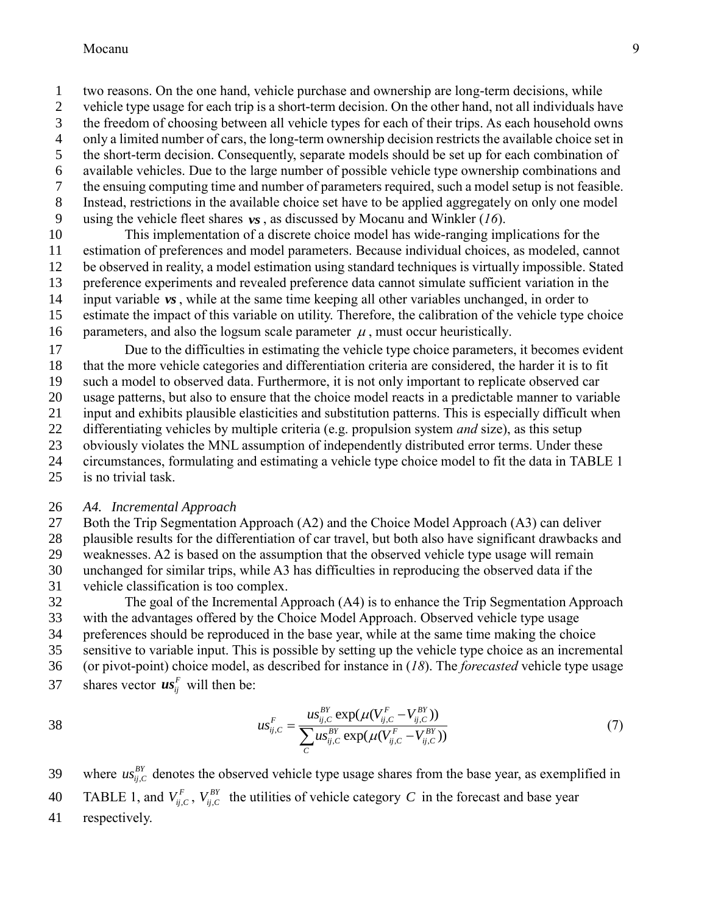two reasons. On the one hand, vehicle purchase and ownership are long-term decisions, while vehicle type usage for each trip is a short-term decision. On the other hand, not all individuals have the freedom of choosing between all vehicle types for each of their trips. As each household owns only a limited number of cars, the long-term ownership decision restricts the available choice set in the short-term decision. Consequently, separate models should be set up for each combination of available vehicles. Due to the large number of possible vehicle type ownership combinations and the ensuing computing time and number of parameters required, such a model setup is not feasible. Instead, restrictions in the available choice set have to be applied aggregately on only one model using the vehicle fleet shares $\boldsymbol{vs}$, as discussed by Mocanu and Winkler (*16*).

This implementation of a discrete choice model has wide-ranging implications for the estimation of preferences and model parameters. Because individual choices, as modeled, cannot be observed in reality, a model estimation using standard techniques is virtually impossible. Stated preference experiments and revealed preference data cannot simulate sufficient variation in the input variable $\boldsymbol{vs}$, while at the same time keeping all other variables unchanged, in order to estimate the impact of this variable on utility. Therefore, the calibration of the vehicle type choice parameters, and also the logsum scale parameter $\mu$, must occur heuristically.

Due to the difficulties in estimating the vehicle type choice parameters, it becomes evident that the more vehicle categories and differentiation criteria are considered, the harder it is to fit such a model to observed data. Furthermore, it is not only important to replicate observed car usage patterns, but also to ensure that the choice model reacts in a predictable manner to variable input and exhibits plausible elasticities and substitution patterns. This is especially difficult when differentiating vehicles by multiple criteria (e.g. propulsion system *and* size), as this setup obviously violates the MNL assumption of independently distributed error terms. Under these circumstances, formulating and estimating a vehicle type choice model to fit the data in TABLE 1 is no trivial task.

### *A4. Incremental Approach*

Both the Trip Segmentation Approach (A2) and the Choice Model Approach (A3) can deliver plausible results for the differentiation of car travel, but both also have significant drawbacks and weaknesses. A2 is based on the assumption that the observed vehicle type usage will remain unchanged for similar trips, while A3 has difficulties in reproducing the observed data if the vehicle classification is too complex.

The goal of the Incremental Approach (A4) is to enhance the Trip Segmentation Approach with the advantages offered by the Choice Model Approach. Observed vehicle type usage preferences should be reproduced in the base year, while at the same time making the choice sensitive to variable input. This is possible by setting up the vehicle type choice as an incremental (or pivot-point) choice model, as described for instance in (*18*). The *forecasted* vehicle type usage shares vector $\boldsymbol{us}_{ij}^{F}$ will then be:

$$us_{ij,C}^{F} = \frac{us_{ij,C}^{BY} \exp(\mu(V_{ij,C}^{F} - V_{ij,C}^{BY}))}{\sum_{C} us_{ij,C}^{BY} \exp(\mu(V_{ij,C}^{F} - V_{ij,C}^{BY}))} \tag{7}$$

where $us_{ij,C}^{BY}$ denotes the observed vehicle type usage shares from the base year, as exemplified in TABLE 1, and $V_{ij,C}^{F}$, $V_{ij,C}^{BY}$ the utilities of vehicle category $C$ in the forecast and base year respectively.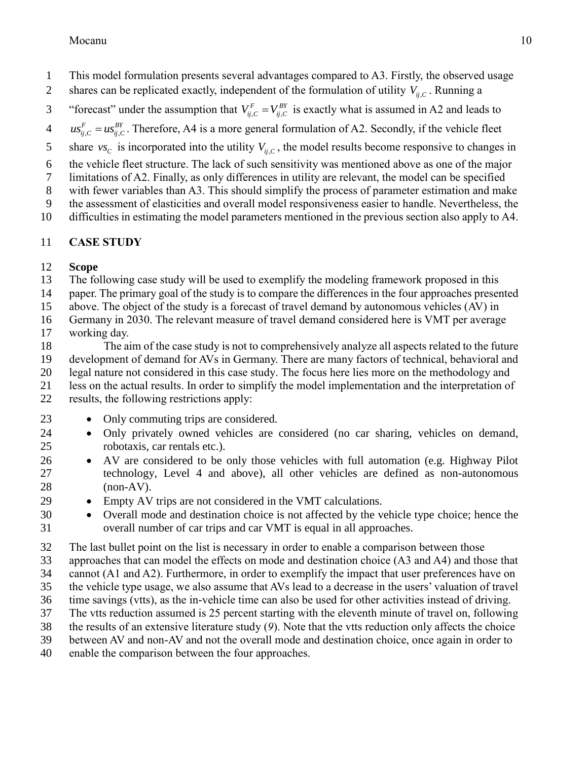This model formulation presents several advantages compared to A3. Firstly, the observed usage shares can be replicated exactly, independent of the formulation of utility $V_{ij,C}$. Running a "forecast" under the assumption that $V_{ij,C}^{F} = V_{ij,C}^{BY}$ is exactly what is assumed in A2 and leads to $us_{ij,C}^{F} = us_{ij,C}^{BY}$. Therefore, A4 is a more general formulation of A2. Secondly, if the vehicle fleet share $vs_{C}$ is incorporated into the utility $V_{ij,C}$, the model results become responsive to changes in the vehicle fleet structure. The lack of such sensitivity was mentioned above as one of the major limitations of A2. Finally, as only differences in utility are relevant, the model can be specified with fewer variables than A3. This should simplify the process of parameter estimation and make the assessment of elasticities and overall model responsiveness easier to handle. Nevertheless, the difficulties in estimating the model parameters mentioned in the previous section also apply to A4.

## CASE STUDY

### Scope

The following case study will be used to exemplify the modeling framework proposed in this paper. The primary goal of the study is to compare the differences in the four approaches presented above. The object of the study is a forecast of travel demand by autonomous vehicles (AV) in Germany in 2030. The relevant measure of travel demand considered here is VMT per average working day.

The aim of the case study is not to comprehensively analyze all aspects related to the future development of demand for AVs in Germany. There are many factors of technical, behavioral and legal nature not considered in this case study. The focus here lies more on the methodology and less on the actual results. In order to simplify the model implementation and the interpretation of results, the following restrictions apply:

- Only commuting trips are considered.
- Only privately owned vehicles are considered (no car sharing, vehicles on demand, robotaxis, car rentals etc.).
- AV are considered to be only those vehicles with full automation (e.g. Highway Pilot technology, Level 4 and above), all other vehicles are defined as non-autonomous (non-AV).
- Empty AV trips are not considered in the VMT calculations.
- Overall mode and destination choice is not affected by the vehicle type choice; hence the overall number of car trips and car VMT is equal in all approaches.

The last bullet point on the list is necessary in order to enable a comparison between those approaches that can model the effects on mode and destination choice (A3 and A4) and those that cannot (A1 and A2). Furthermore, in order to exemplify the impact that user preferences have on the vehicle type usage, we also assume that AVs lead to a decrease in the users' valuation of travel time savings (vtts), as the in-vehicle time can also be used for other activities instead of driving. The vtts reduction assumed is 25 percent starting with the eleventh minute of travel on, following the results of an extensive literature study (*9*). Note that the vtts reduction only affects the choice between AV and non-AV and not the overall mode and destination choice, once again in order to enable the comparison between the four approaches.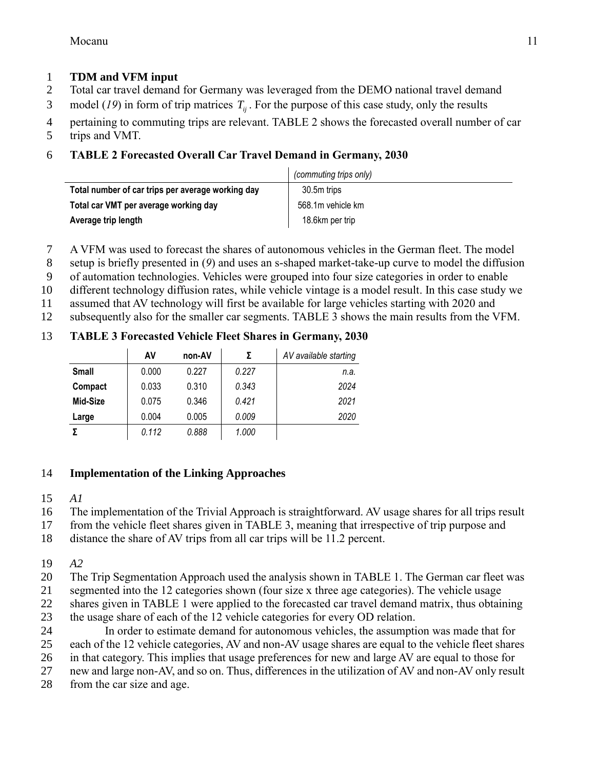**TDM and VFM input**

Total car travel demand for Germany was leveraged from the DEMO national travel demand model (*19*) in form of trip matrices $T_{ij}$. For the purpose of this case study, only the results pertaining to commuting trips are relevant. TABLE 2 shows the forecasted overall number of car trips and VMT.

**TABLE 2 Forecasted Overall Car Travel Demand in Germany, 2030**

| | *(commuting trips only)* |
|---|---|
| **Total number of car trips per average working day** | 30.5m trips |
| **Total car VMT per average working day** | 568.1m vehicle km |
| **Average trip length** | 18.6km per trip |

A VFM was used to forecast the shares of autonomous vehicles in the German fleet. The model setup is briefly presented in (*9*) and uses an s-shaped market-take-up curve to model the diffusion of automation technologies. Vehicles were grouped into four size categories in order to enable different technology diffusion rates, while vehicle vintage is a model result. In this case study we assumed that AV technology will first be available for large vehicles starting with 2020 and subsequently also for the smaller car segments. TABLE 3 shows the main results from the VFM.

**TABLE 3 Forecasted Vehicle Fleet Shares in Germany, 2030**

| | **AV** | **non-AV** | **Σ** | *AV available starting* |
|---|---|---|---|---|
| **Small** | 0.000 | 0.227 | *0.227* | *n.a.* |
| **Compact** | 0.033 | 0.310 | *0.343* | *2024* |
| **Mid-Size** | 0.075 | 0.346 | *0.421* | *2021* |
| **Large** | 0.004 | 0.005 | *0.009* | *2020* |
| **Σ** | *0.112* | *0.888* | *1.000* | |

**Implementation of the Linking Approaches**

*A1*

The implementation of the Trivial Approach is straightforward. AV usage shares for all trips result from the vehicle fleet shares given in TABLE 3, meaning that irrespective of trip purpose and distance the share of AV trips from all car trips will be 11.2 percent.

*A2*

The Trip Segmentation Approach used the analysis shown in TABLE 1. The German car fleet was segmented into the 12 categories shown (four size x three age categories). The vehicle usage shares given in TABLE 1 were applied to the forecasted car travel demand matrix, thus obtaining the usage share of each of the 12 vehicle categories for every OD relation.

In order to estimate demand for autonomous vehicles, the assumption was made that for each of the 12 vehicle categories, AV and non-AV usage shares are equal to the vehicle fleet shares in that category. This implies that usage preferences for new and large AV are equal to those for new and large non-AV, and so on. Thus, differences in the utilization of AV and non-AV only result from the car size and age.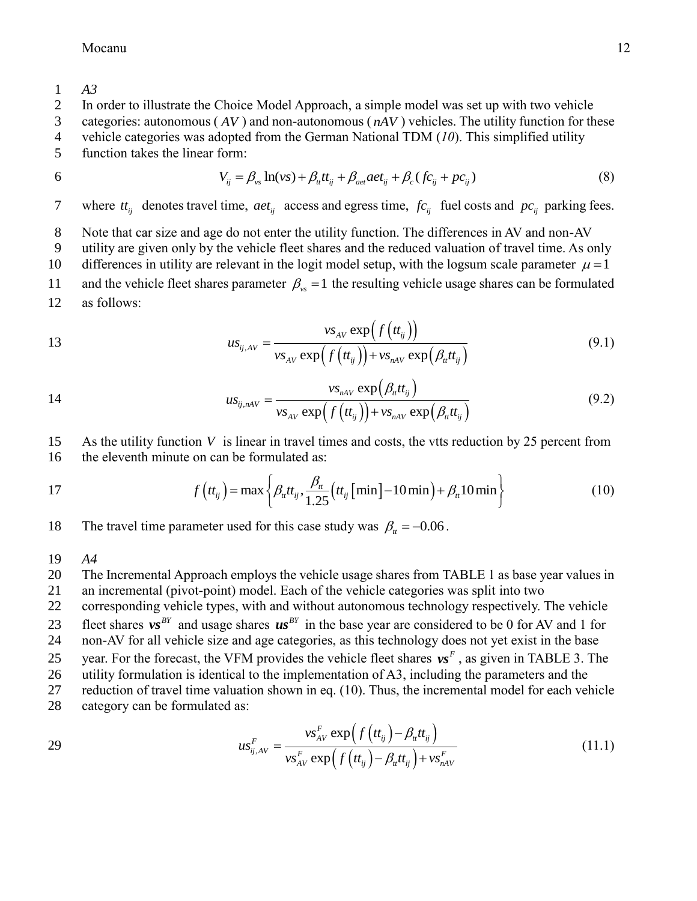*A3*

In order to illustrate the Choice Model Approach, a simple model was set up with two vehicle categories: autonomous ($AV$) and non-autonomous ($nAV$) vehicles. The utility function for these vehicle categories was adopted from the German National TDM (*10*). This simplified utility function takes the linear form:

$$V_{ij} = \beta_{vs} \ln(vs) + \beta_{tt} tt_{ij} + \beta_{aet} aet_{ij} + \beta_c (fc_{ij} + pc_{ij}) \tag{8}$$

where $tt_{ij}$ denotes travel time, $aet_{ij}$ access and egress time, $fc_{ij}$ fuel costs and $pc_{ij}$ parking fees.

Note that car size and age do not enter the utility function. The differences in AV and non-AV utility are given only by the vehicle fleet shares and the reduced valuation of travel time. As only differences in utility are relevant in the logit model setup, with the logsum scale parameter $\mu = 1$ and the vehicle fleet shares parameter $\beta_{vs} = 1$ the resulting vehicle usage shares can be formulated as follows:

$$us_{ij,AV} = \frac{vs_{AV} \exp\left(f\left(tt_{ij}\right)\right)}{vs_{AV} \exp\left(f\left(tt_{ij}\right)\right) + vs_{nAV} \exp\left(\beta_{tt} tt_{ij}\right)} \tag{9.1}$$

$$us_{ij,nAV} = \frac{vs_{nAV} \exp\left(\beta_{tt} tt_{ij}\right)}{vs_{AV} \exp\left(f\left(tt_{ij}\right)\right) + vs_{nAV} \exp\left(\beta_{tt} tt_{ij}\right)} \tag{9.2}$$

As the utility function $V$ is linear in travel times and costs, the vtts reduction by 25 percent from the eleventh minute on can be formulated as:

$$f\left(tt_{ij}\right) = \max\left\{\beta_{tt} tt_{ij}, \frac{\beta_{tt}}{1.25}\left(tt_{ij}\left[\text{min}\right] - 10\,\text{min}\right) + \beta_{tt} 10\,\text{min}\right\} \tag{10}$$

The travel time parameter used for this case study was $\beta_{tt} = -0.06$.

*A4*

The Incremental Approach employs the vehicle usage shares from TABLE 1 as base year values in an incremental (pivot-point) model. Each of the vehicle categories was split into two corresponding vehicle types, with and without autonomous technology respectively. The vehicle fleet shares $\boldsymbol{vs}^{BY}$ and usage shares $\boldsymbol{us}^{BY}$ in the base year are considered to be 0 for AV and 1 for non-AV for all vehicle size and age categories, as this technology does not yet exist in the base year. For the forecast, the VFM provides the vehicle fleet shares $\boldsymbol{vs}^{F}$, as given in TABLE 3. The utility formulation is identical to the implementation of A3, including the parameters and the reduction of travel time valuation shown in eq. (10). Thus, the incremental model for each vehicle category can be formulated as:

$$us^{F}_{ij,AV} = \frac{vs^{F}_{AV} \exp\left(f\left(tt_{ij}\right) - \beta_{tt} tt_{ij}\right)}{vs^{F}_{AV} \exp\left(f\left(tt_{ij}\right) - \beta_{tt} tt_{ij}\right) + vs^{F}_{nAV}} \tag{11.1}$$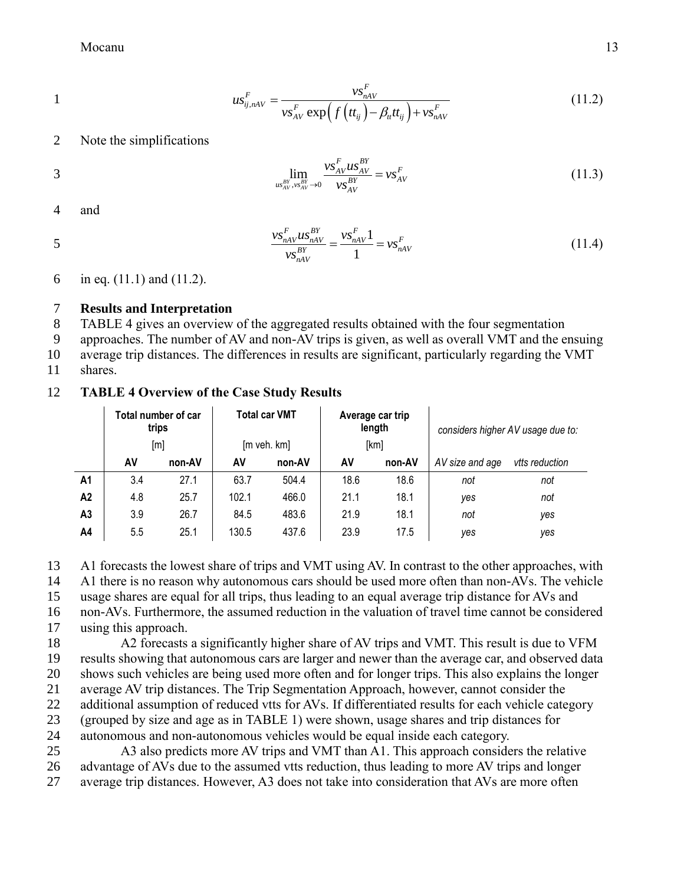$$us_{ij,nAV}^{F} = \frac{vs_{nAV}^{F}}{vs_{AV}^{F} \exp\left( f\left(tt_{ij}\right) - \beta_{tt} tt_{ij} \right) + vs_{nAV}^{F}} \tag{11.2}$$

Note the simplifications

$$\lim_{us_{AV}^{BY}, vs_{AV}^{BY} \to 0} \frac{vs_{AV}^{F} us_{AV}^{BY}}{vs_{AV}^{BY}} = vs_{AV}^{F} \tag{11.3}$$

and

$$\frac{vs_{nAV}^{F} us_{nAV}^{BY}}{vs_{nAV}^{BY}} = \frac{vs_{nAV}^{F} 1}{1} = vs_{nAV}^{F} \tag{11.4}$$

in eq. (11.1) and (11.2).

## Results and Interpretation

TABLE 4 gives an overview of the aggregated results obtained with the four segmentation approaches. The number of AV and non-AV trips is given, as well as overall VMT and the ensuing average trip distances. The differences in results are significant, particularly regarding the VMT shares.

**TABLE 4 Overview of the Case Study Results**

| | Total number of car trips [m] | | Total car VMT [m veh. km] | | Average car trip length [km] | | *considers higher AV usage due to:* | |
|---|---|---|---|---|---|---|---|---|
| | **AV** | **non-AV** | **AV** | **non-AV** | **AV** | **non-AV** | *AV size and age* | *vtts reduction* |
| **A1** | 3.4 | 27.1 | 63.7 | 504.4 | 18.6 | 18.6 | *not* | *not* |
| **A2** | 4.8 | 25.7 | 102.1 | 466.0 | 21.1 | 18.1 | *yes* | *not* |
| **A3** | 3.9 | 26.7 | 84.5 | 483.6 | 21.9 | 18.1 | *not* | *yes* |
| **A4** | 5.5 | 25.1 | 130.5 | 437.6 | 23.9 | 17.5 | *yes* | *yes* |

A1 forecasts the lowest share of trips and VMT using AV. In contrast to the other approaches, with A1 there is no reason why autonomous cars should be used more often than non-AVs. The vehicle usage shares are equal for all trips, thus leading to an equal average trip distance for AVs and non-AVs. Furthermore, the assumed reduction in the valuation of travel time cannot be considered using this approach.

A2 forecasts a significantly higher share of AV trips and VMT. This result is due to VFM results showing that autonomous cars are larger and newer than the average car, and observed data shows such vehicles are being used more often and for longer trips. This also explains the longer average AV trip distances. The Trip Segmentation Approach, however, cannot consider the additional assumption of reduced vtts for AVs. If differentiated results for each vehicle category (grouped by size and age as in TABLE 1) were shown, usage shares and trip distances for autonomous and non-autonomous vehicles would be equal inside each category.

A3 also predicts more AV trips and VMT than A1. This approach considers the relative advantage of AVs due to the assumed vtts reduction, thus leading to more AV trips and longer average trip distances. However, A3 does not take into consideration that AVs are more often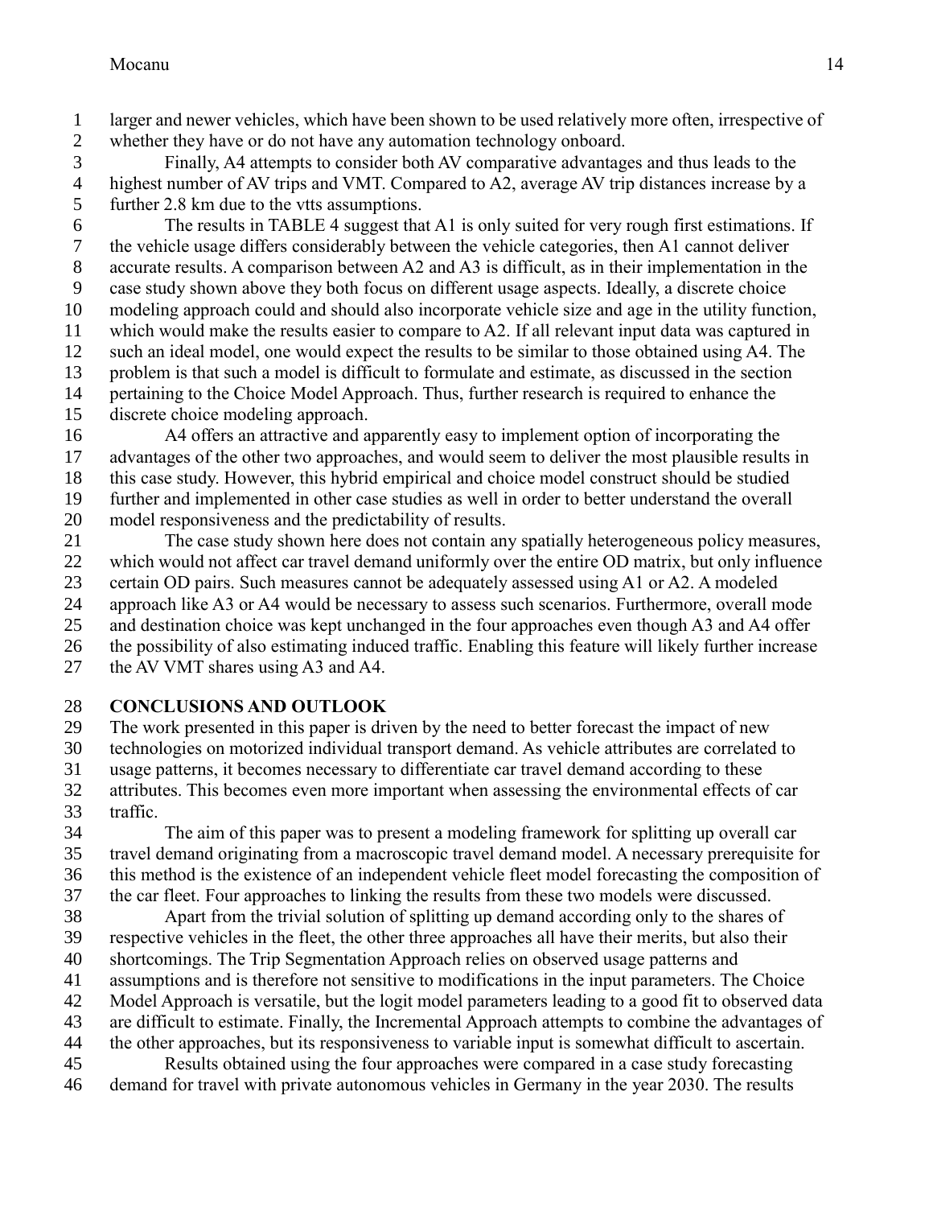larger and newer vehicles, which have been shown to be used relatively more often, irrespective of whether they have or do not have any automation technology onboard.

Finally, A4 attempts to consider both AV comparative advantages and thus leads to the highest number of AV trips and VMT. Compared to A2, average AV trip distances increase by a further 2.8 km due to the vtts assumptions.

The results in TABLE 4 suggest that A1 is only suited for very rough first estimations. If the vehicle usage differs considerably between the vehicle categories, then A1 cannot deliver accurate results. A comparison between A2 and A3 is difficult, as in their implementation in the case study shown above they both focus on different usage aspects. Ideally, a discrete choice modeling approach could and should also incorporate vehicle size and age in the utility function, which would make the results easier to compare to A2. If all relevant input data was captured in such an ideal model, one would expect the results to be similar to those obtained using A4. The problem is that such a model is difficult to formulate and estimate, as discussed in the section pertaining to the Choice Model Approach. Thus, further research is required to enhance the discrete choice modeling approach.

A4 offers an attractive and apparently easy to implement option of incorporating the advantages of the other two approaches, and would seem to deliver the most plausible results in this case study. However, this hybrid empirical and choice model construct should be studied further and implemented in other case studies as well in order to better understand the overall model responsiveness and the predictability of results.

The case study shown here does not contain any spatially heterogeneous policy measures, which would not affect car travel demand uniformly over the entire OD matrix, but only influence certain OD pairs. Such measures cannot be adequately assessed using A1 or A2. A modeled approach like A3 or A4 would be necessary to assess such scenarios. Furthermore, overall mode and destination choice was kept unchanged in the four approaches even though A3 and A4 offer the possibility of also estimating induced traffic. Enabling this feature will likely further increase the AV VMT shares using A3 and A4.

## CONCLUSIONS AND OUTLOOK

The work presented in this paper is driven by the need to better forecast the impact of new technologies on motorized individual transport demand. As vehicle attributes are correlated to usage patterns, it becomes necessary to differentiate car travel demand according to these attributes. This becomes even more important when assessing the environmental effects of car traffic.

The aim of this paper was to present a modeling framework for splitting up overall car travel demand originating from a macroscopic travel demand model. A necessary prerequisite for this method is the existence of an independent vehicle fleet model forecasting the composition of the car fleet. Four approaches to linking the results from these two models were discussed.

Apart from the trivial solution of splitting up demand according only to the shares of respective vehicles in the fleet, the other three approaches all have their merits, but also their shortcomings. The Trip Segmentation Approach relies on observed usage patterns and assumptions and is therefore not sensitive to modifications in the input parameters. The Choice Model Approach is versatile, but the logit model parameters leading to a good fit to observed data are difficult to estimate. Finally, the Incremental Approach attempts to combine the advantages of the other approaches, but its responsiveness to variable input is somewhat difficult to ascertain.

Results obtained using the four approaches were compared in a case study forecasting demand for travel with private autonomous vehicles in Germany in the year 2030. The results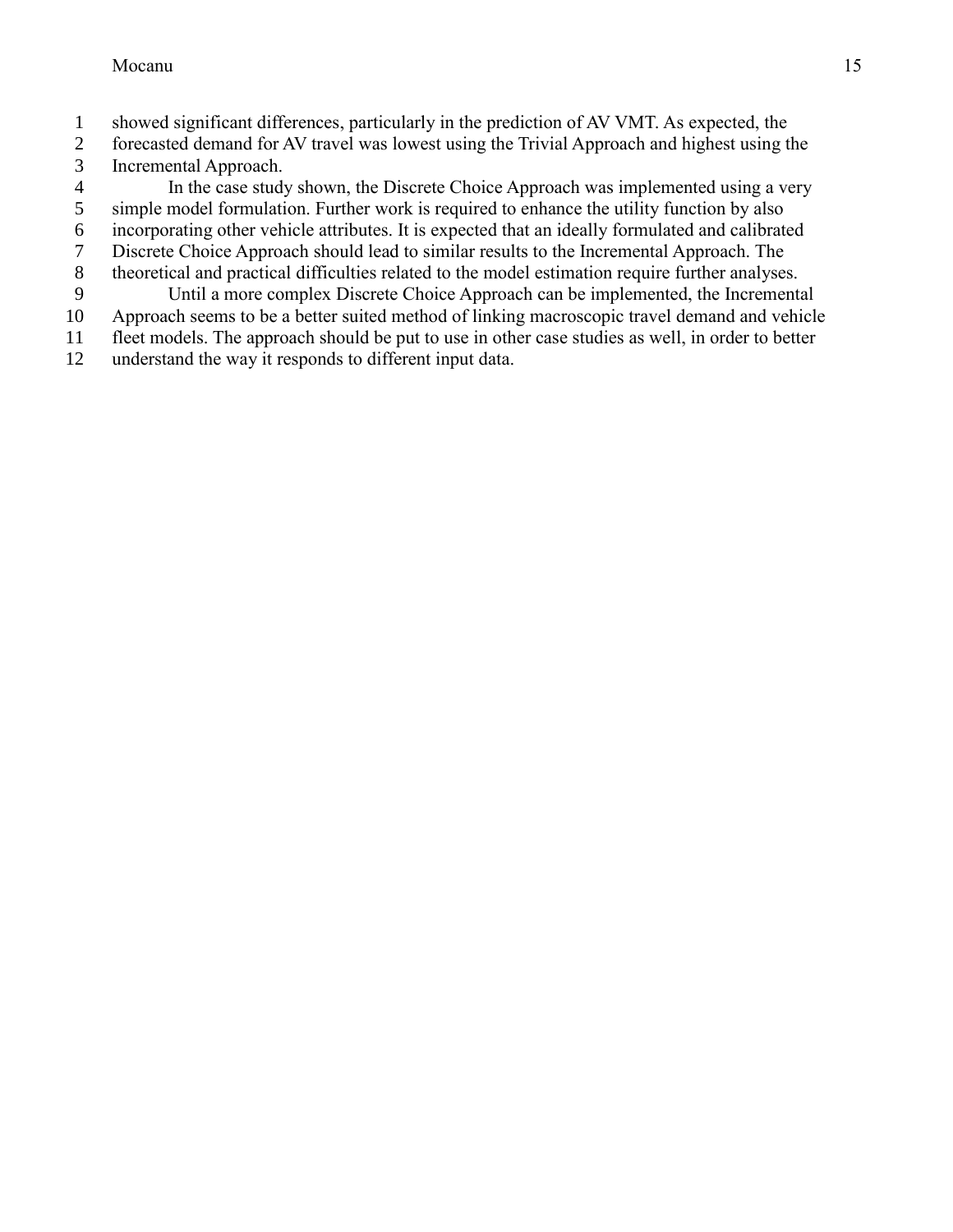showed significant differences, particularly in the prediction of AV VMT. As expected, the forecasted demand for AV travel was lowest using the Trivial Approach and highest using the Incremental Approach.

In the case study shown, the Discrete Choice Approach was implemented using a very simple model formulation. Further work is required to enhance the utility function by also incorporating other vehicle attributes. It is expected that an ideally formulated and calibrated Discrete Choice Approach should lead to similar results to the Incremental Approach. The theoretical and practical difficulties related to the model estimation require further analyses.

Until a more complex Discrete Choice Approach can be implemented, the Incremental Approach seems to be a better suited method of linking macroscopic travel demand and vehicle fleet models. The approach should be put to use in other case studies as well, in order to better understand the way it responds to different input data.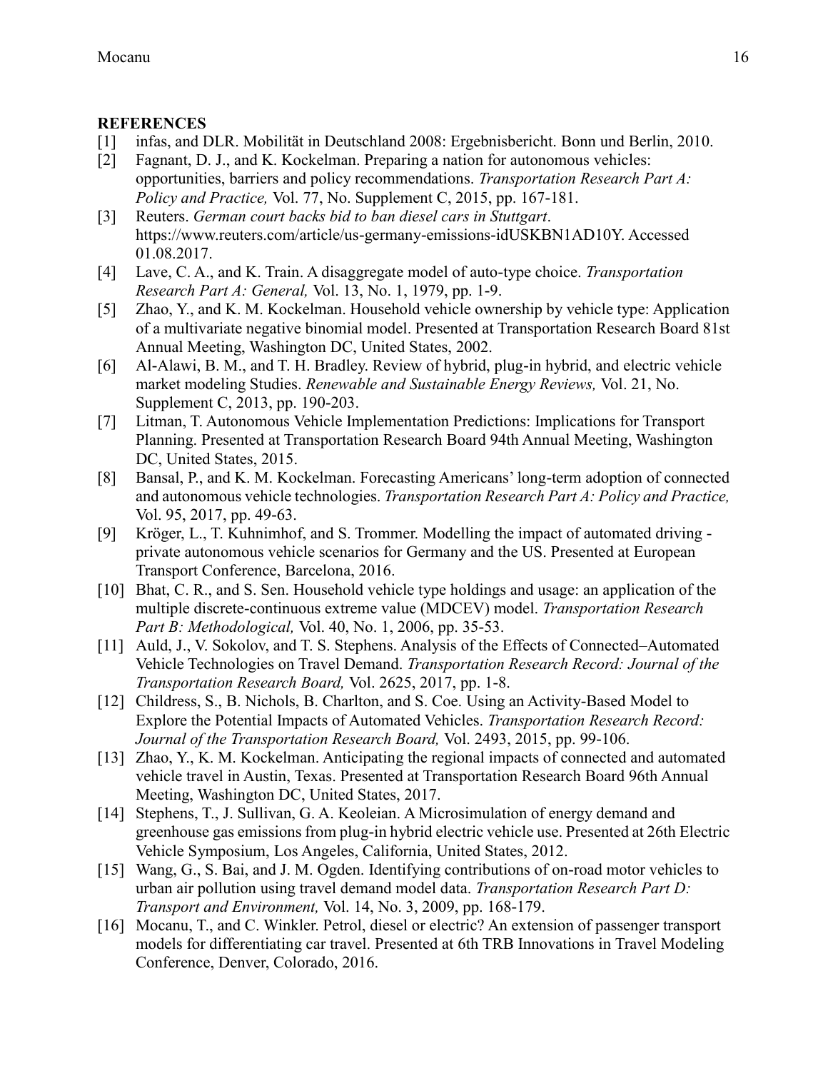**REFERENCES**

[1] infas, and DLR. Mobilität in Deutschland 2008: Ergebnisbericht. Bonn und Berlin, 2010.

[2] Fagnant, D. J., and K. Kockelman. Preparing a nation for autonomous vehicles: opportunities, barriers and policy recommendations. *Transportation Research Part A: Policy and Practice,* Vol. 77, No. Supplement C, 2015, pp. 167-181.

[3] Reuters. *German court backs bid to ban diesel cars in Stuttgart*. https://www.reuters.com/article/us-germany-emissions-idUSKBN1AD10Y. Accessed 01.08.2017.

[4] Lave, C. A., and K. Train. A disaggregate model of auto-type choice. *Transportation Research Part A: General,* Vol. 13, No. 1, 1979, pp. 1-9.

[5] Zhao, Y., and K. M. Kockelman. Household vehicle ownership by vehicle type: Application of a multivariate negative binomial model. Presented at Transportation Research Board 81st Annual Meeting, Washington DC, United States, 2002.

[6] Al-Alawi, B. M., and T. H. Bradley. Review of hybrid, plug-in hybrid, and electric vehicle market modeling Studies. *Renewable and Sustainable Energy Reviews,* Vol. 21, No. Supplement C, 2013, pp. 190-203.

[7] Litman, T. Autonomous Vehicle Implementation Predictions: Implications for Transport Planning. Presented at Transportation Research Board 94th Annual Meeting, Washington DC, United States, 2015.

[8] Bansal, P., and K. M. Kockelman. Forecasting Americans' long-term adoption of connected and autonomous vehicle technologies. *Transportation Research Part A: Policy and Practice,* Vol. 95, 2017, pp. 49-63.

[9] Kröger, L., T. Kuhnimhof, and S. Trommer. Modelling the impact of automated driving - private autonomous vehicle scenarios for Germany and the US. Presented at European Transport Conference, Barcelona, 2016.

[10] Bhat, C. R., and S. Sen. Household vehicle type holdings and usage: an application of the multiple discrete-continuous extreme value (MDCEV) model. *Transportation Research Part B: Methodological,* Vol. 40, No. 1, 2006, pp. 35-53.

[11] Auld, J., V. Sokolov, and T. S. Stephens. Analysis of the Effects of Connected–Automated Vehicle Technologies on Travel Demand. *Transportation Research Record: Journal of the Transportation Research Board,* Vol. 2625, 2017, pp. 1-8.

[12] Childress, S., B. Nichols, B. Charlton, and S. Coe. Using an Activity-Based Model to Explore the Potential Impacts of Automated Vehicles. *Transportation Research Record: Journal of the Transportation Research Board,* Vol. 2493, 2015, pp. 99-106.

[13] Zhao, Y., K. M. Kockelman. Anticipating the regional impacts of connected and automated vehicle travel in Austin, Texas. Presented at Transportation Research Board 96th Annual Meeting, Washington DC, United States, 2017.

[14] Stephens, T., J. Sullivan, G. A. Keoleian. A Microsimulation of energy demand and greenhouse gas emissions from plug-in hybrid electric vehicle use. Presented at 26th Electric Vehicle Symposium, Los Angeles, California, United States, 2012.

[15] Wang, G., S. Bai, and J. M. Ogden. Identifying contributions of on-road motor vehicles to urban air pollution using travel demand model data. *Transportation Research Part D: Transport and Environment,* Vol. 14, No. 3, 2009, pp. 168-179.

[16] Mocanu, T., and C. Winkler. Petrol, diesel or electric? An extension of passenger transport models for differentiating car travel. Presented at 6th TRB Innovations in Travel Modeling Conference, Denver, Colorado, 2016.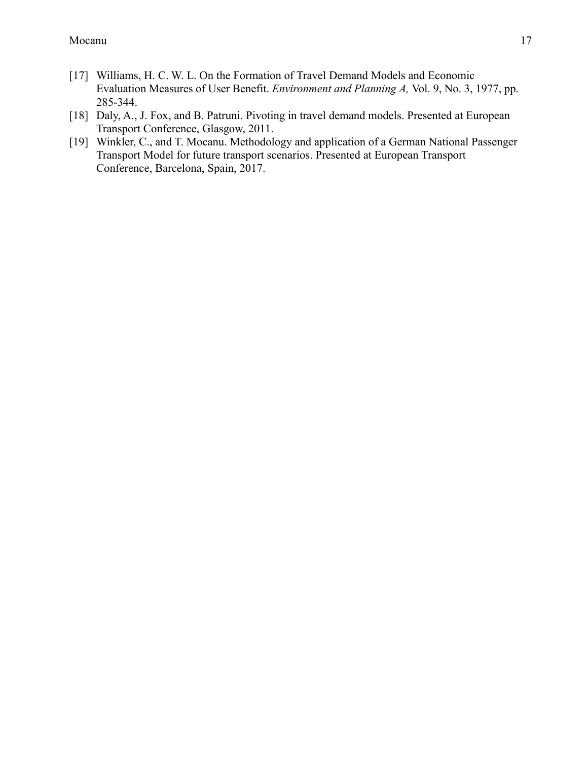[17] Williams, H. C. W. L. On the Formation of Travel Demand Models and Economic Evaluation Measures of User Benefit. *Environment and Planning A,* Vol. 9, No. 3, 1977, pp. 285-344.

[18] Daly, A., J. Fox, and B. Patruni. Pivoting in travel demand models. Presented at European Transport Conference, Glasgow, 2011.

[19] Winkler, C., and T. Mocanu. Methodology and application of a German National Passenger Transport Model for future transport scenarios. Presented at European Transport Conference, Barcelona, Spain, 2017.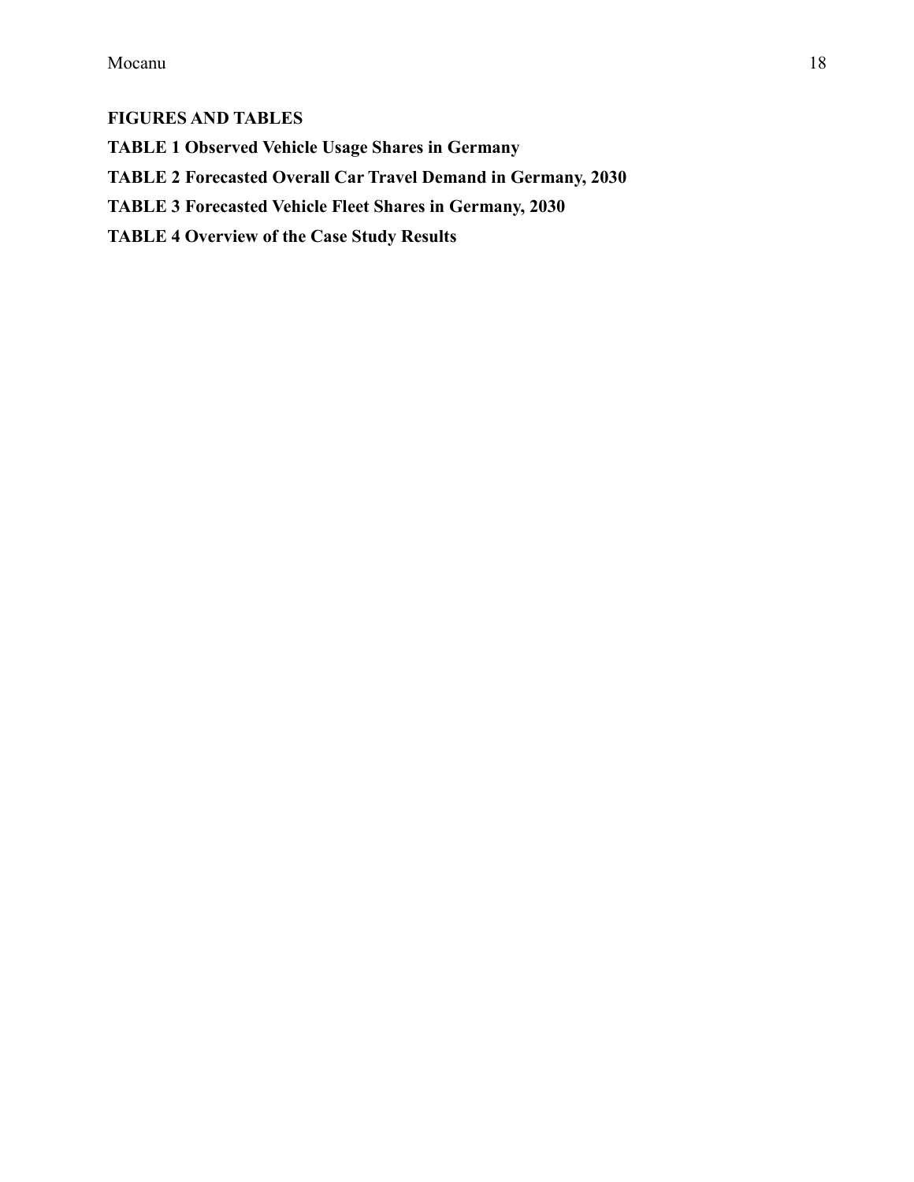**FIGURES AND TABLES**

**TABLE 1 Observed Vehicle Usage Shares in Germany**

**TABLE 2 Forecasted Overall Car Travel Demand in Germany, 2030**

**TABLE 3 Forecasted Vehicle Fleet Shares in Germany, 2030**

**TABLE 4 Overview of the Case Study Results**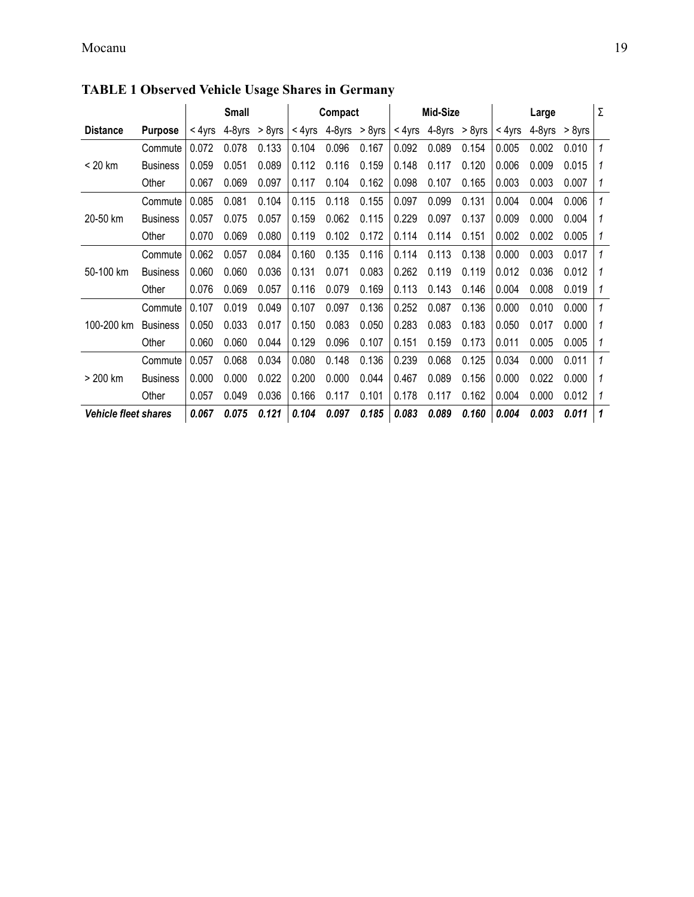**TABLE 1 Observed Vehicle Usage Shares in Germany**

| | | Small | | | Compact | | | Mid-Size | | | Large | | | Σ |
|---|---|---|---|---|---|---|---|---|---|---|---|---|---|---|
| **Distance** | **Purpose** | < 4yrs | 4-8yrs | > 8yrs | < 4yrs | 4-8yrs | > 8yrs | < 4yrs | 4-8yrs | > 8yrs | < 4yrs | 4-8yrs | > 8yrs | |
| < 20 km | Commute | 0.072 | 0.078 | 0.133 | 0.104 | 0.096 | 0.167 | 0.092 | 0.089 | 0.154 | 0.005 | 0.002 | 0.010 | *1* |
| | Business | 0.059 | 0.051 | 0.089 | 0.112 | 0.116 | 0.159 | 0.148 | 0.117 | 0.120 | 0.006 | 0.009 | 0.015 | *1* |
| | Other | 0.067 | 0.069 | 0.097 | 0.117 | 0.104 | 0.162 | 0.098 | 0.107 | 0.165 | 0.003 | 0.003 | 0.007 | *1* |
| 20-50 km | Commute | 0.085 | 0.081 | 0.104 | 0.115 | 0.118 | 0.155 | 0.097 | 0.099 | 0.131 | 0.004 | 0.004 | 0.006 | *1* |
| | Business | 0.057 | 0.075 | 0.057 | 0.159 | 0.062 | 0.115 | 0.229 | 0.097 | 0.137 | 0.009 | 0.000 | 0.004 | *1* |
| | Other | 0.070 | 0.069 | 0.080 | 0.119 | 0.102 | 0.172 | 0.114 | 0.114 | 0.151 | 0.002 | 0.002 | 0.005 | *1* |
| 50-100 km | Commute | 0.062 | 0.057 | 0.084 | 0.160 | 0.135 | 0.116 | 0.114 | 0.113 | 0.138 | 0.000 | 0.003 | 0.017 | *1* |
| | Business | 0.060 | 0.060 | 0.036 | 0.131 | 0.071 | 0.083 | 0.262 | 0.119 | 0.119 | 0.012 | 0.036 | 0.012 | *1* |
| | Other | 0.076 | 0.069 | 0.057 | 0.116 | 0.079 | 0.169 | 0.113 | 0.143 | 0.146 | 0.004 | 0.008 | 0.019 | *1* |
| 100-200 km | Commute | 0.107 | 0.019 | 0.049 | 0.107 | 0.097 | 0.136 | 0.252 | 0.087 | 0.136 | 0.000 | 0.010 | 0.000 | *1* |
| | Business | 0.050 | 0.033 | 0.017 | 0.150 | 0.083 | 0.050 | 0.283 | 0.083 | 0.183 | 0.050 | 0.017 | 0.000 | *1* |
| | Other | 0.060 | 0.060 | 0.044 | 0.129 | 0.096 | 0.107 | 0.151 | 0.159 | 0.173 | 0.011 | 0.005 | 0.005 | *1* |
| > 200 km | Commute | 0.057 | 0.068 | 0.034 | 0.080 | 0.148 | 0.136 | 0.239 | 0.068 | 0.125 | 0.034 | 0.000 | 0.011 | *1* |
| | Business | 0.000 | 0.000 | 0.022 | 0.200 | 0.000 | 0.044 | 0.467 | 0.089 | 0.156 | 0.000 | 0.022 | 0.000 | *1* |
| | Other | 0.057 | 0.049 | 0.036 | 0.166 | 0.117 | 0.101 | 0.178 | 0.117 | 0.162 | 0.004 | 0.000 | 0.012 | *1* |
| ***Vehicle fleet shares*** | | ***0.067*** | ***0.075*** | ***0.121*** | ***0.104*** | ***0.097*** | ***0.185*** | ***0.083*** | ***0.089*** | ***0.160*** | ***0.004*** | ***0.003*** | ***0.011*** | ***1*** |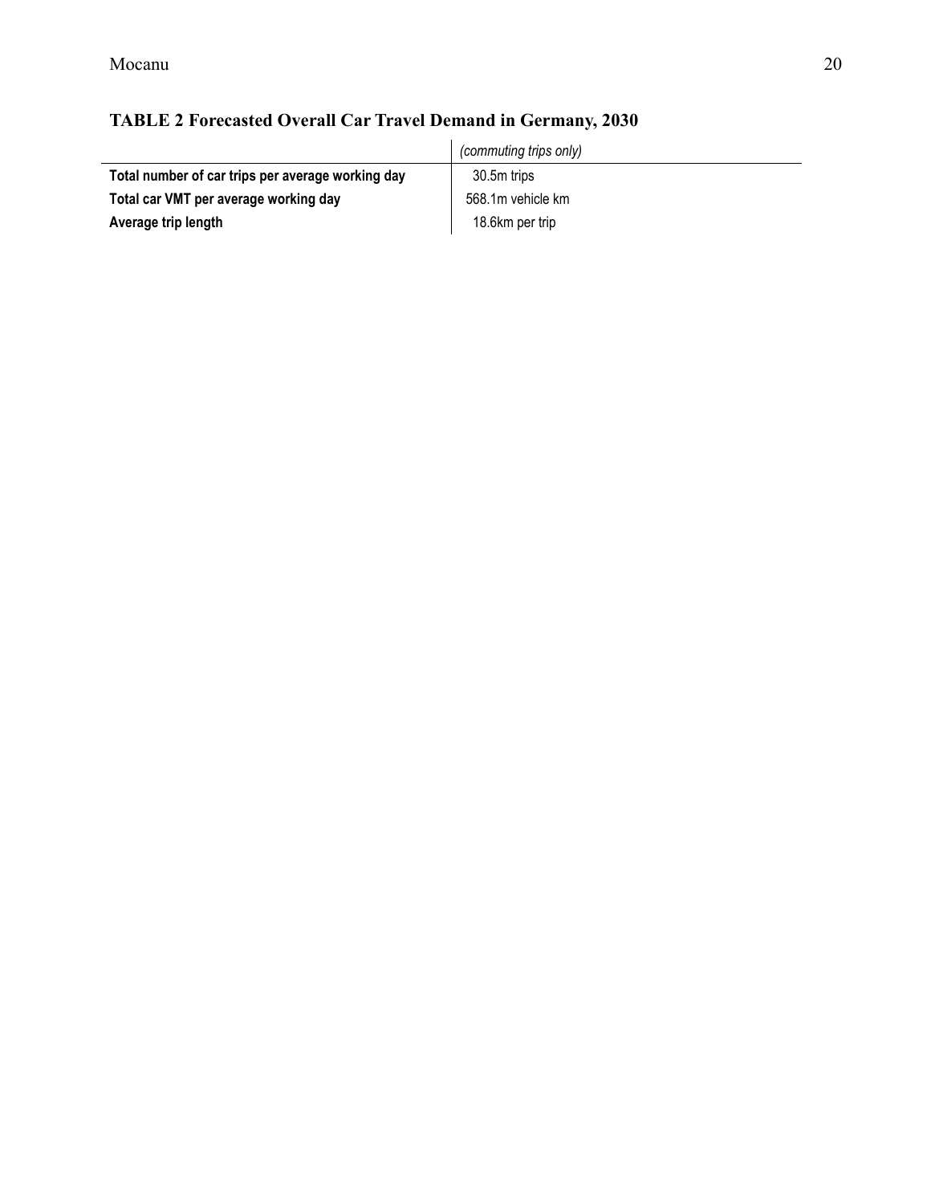**TABLE 2 Forecasted Overall Car Travel Demand in Germany, 2030**

| | *(commuting trips only)* |
|---|---|
| **Total number of car trips per average working day** | 30.5m trips |
| **Total car VMT per average working day** | 568.1m vehicle km |
| **Average trip length** | 18.6km per trip |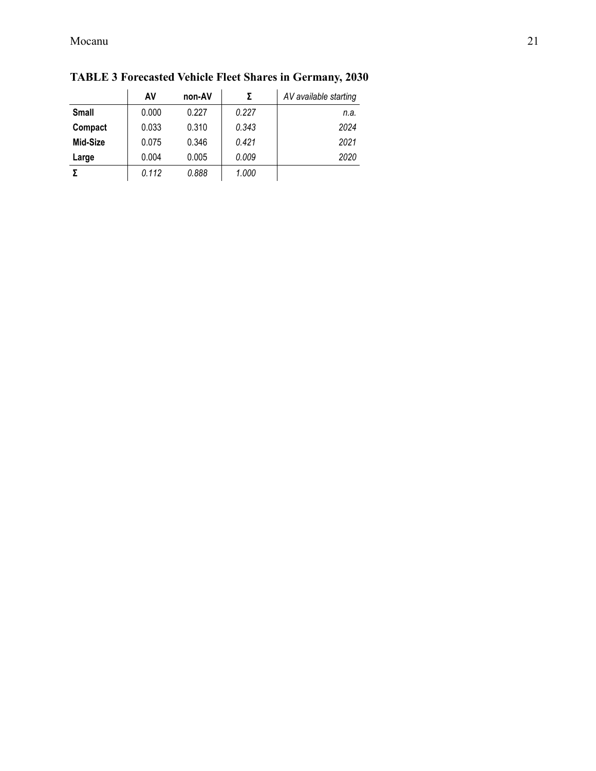**TABLE 3 Forecasted Vehicle Fleet Shares in Germany, 2030**

| | AV | non-AV | Σ | *AV available starting* |
|---|---|---|---|---|
| **Small** | 0.000 | 0.227 | *0.227* | *n.a.* |
| **Compact** | 0.033 | 0.310 | *0.343* | *2024* |
| **Mid-Size** | 0.075 | 0.346 | *0.421* | *2021* |
| **Large** | 0.004 | 0.005 | *0.009* | *2020* |
| **Σ** | *0.112* | *0.888* | *1.000* | |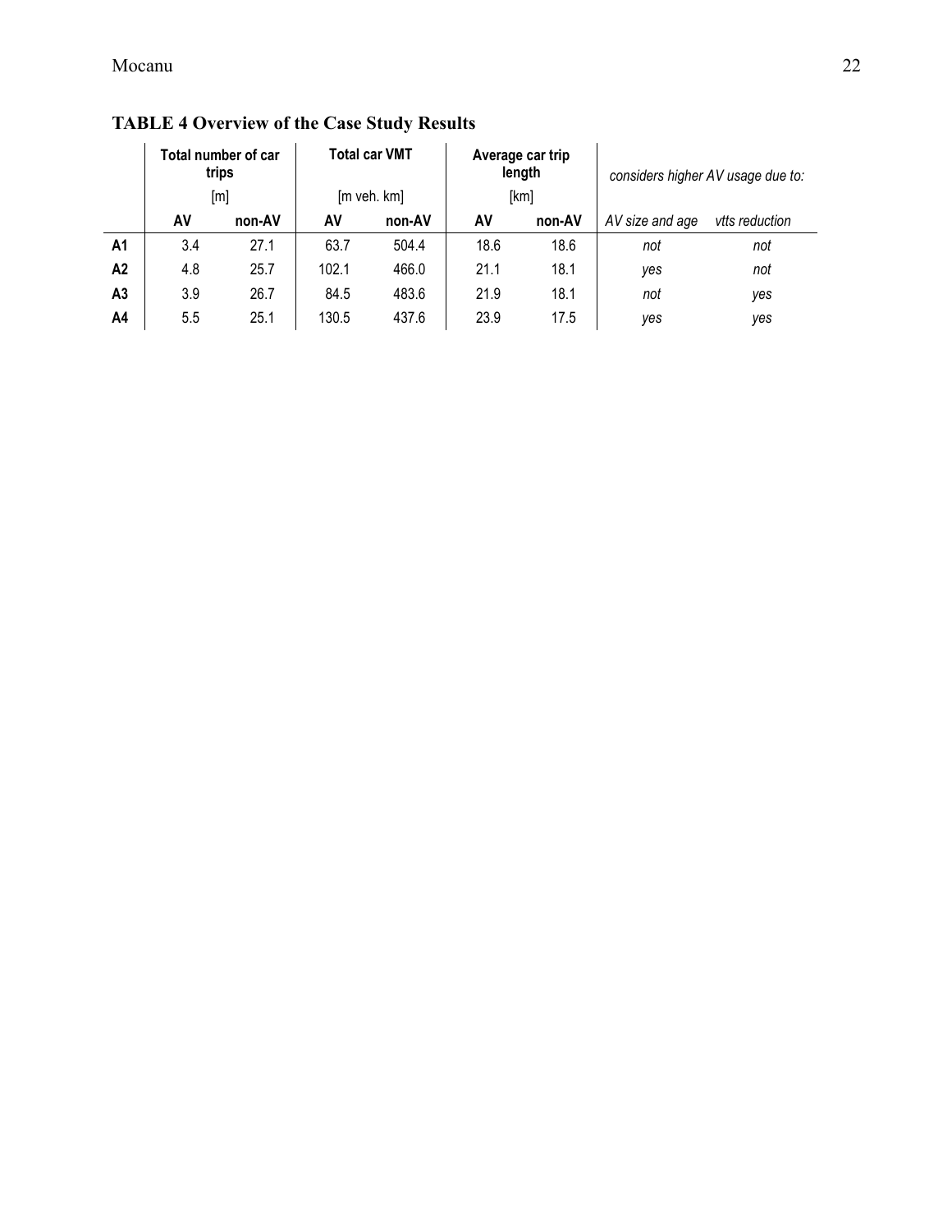**TABLE 4 Overview of the Case Study Results**

| | Total number of car trips [m] | | Total car VMT [m veh. km] | | Average car trip length [km] | | *considers higher AV usage due to:* | |
|---|---|---|---|---|---|---|---|---|
| | **AV** | **non-AV** | **AV** | **non-AV** | **AV** | **non-AV** | *AV size and age* | *vtts reduction* |
| **A1** | 3.4 | 27.1 | 63.7 | 504.4 | 18.6 | 18.6 | *not* | *not* |
| **A2** | 4.8 | 25.7 | 102.1 | 466.0 | 21.1 | 18.1 | *yes* | *not* |
| **A3** | 3.9 | 26.7 | 84.5 | 483.6 | 21.9 | 18.1 | *not* | *yes* |
| **A4** | 5.5 | 25.1 | 130.5 | 437.6 | 23.9 | 17.5 | *yes* | *yes* |